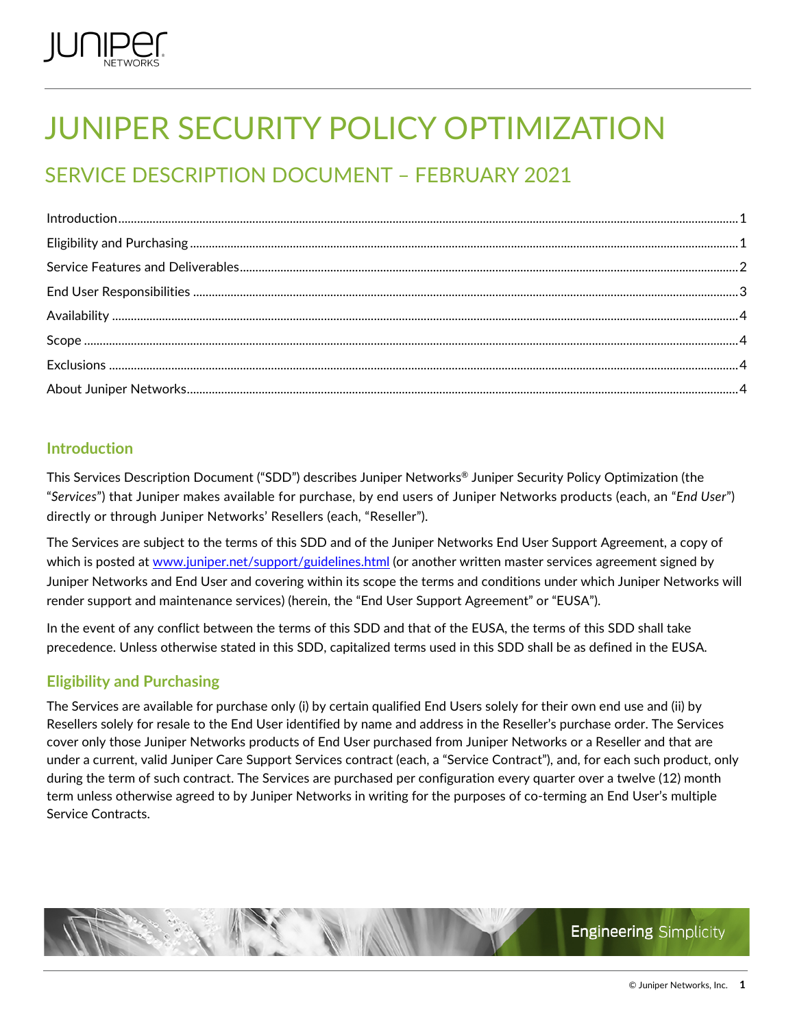# JUNIPER SECURITY POLICY OPTIMIZATION

## SERVICE DESCRIPTION DOCUMENT – FEBRUARY 2021

- Introduction ........ 1
- Eligibility and Purchasing ........ 1
- Service Features and Deliverables ........ 2
- End User Responsibilities ........ 3
- Availability ........ 4
- Scope ........ 4
- Exclusions ........ 4
- About Juniper Networks ........ 4

### Introduction

This Services Description Document ("SDD") describes Juniper Networks® Juniper Security Policy Optimization (the "*Services*") that Juniper makes available for purchase, by end users of Juniper Networks products (each, an "*End User*") directly or through Juniper Networks' Resellers (each, "Reseller").

The Services are subject to the terms of this SDD and of the Juniper Networks End User Support Agreement, a copy of which is posted at www.juniper.net/support/guidelines.html (or another written master services agreement signed by Juniper Networks and End User and covering within its scope the terms and conditions under which Juniper Networks will render support and maintenance services) (herein, the "End User Support Agreement" or "EUSA").

In the event of any conflict between the terms of this SDD and that of the EUSA, the terms of this SDD shall take precedence. Unless otherwise stated in this SDD, capitalized terms used in this SDD shall be as defined in the EUSA.

### Eligibility and Purchasing

The Services are available for purchase only (i) by certain qualified End Users solely for their own end use and (ii) by Resellers solely for resale to the End User identified by name and address in the Reseller's purchase order. The Services cover only those Juniper Networks products of End User purchased from Juniper Networks or a Reseller and that are under a current, valid Juniper Care Support Services contract (each, a "Service Contract"), and, for each such product, only during the term of such contract. The Services are purchased per configuration every quarter over a twelve (12) month term unless otherwise agreed to by Juniper Networks in writing for the purposes of co-terming an End User's multiple Service Contracts.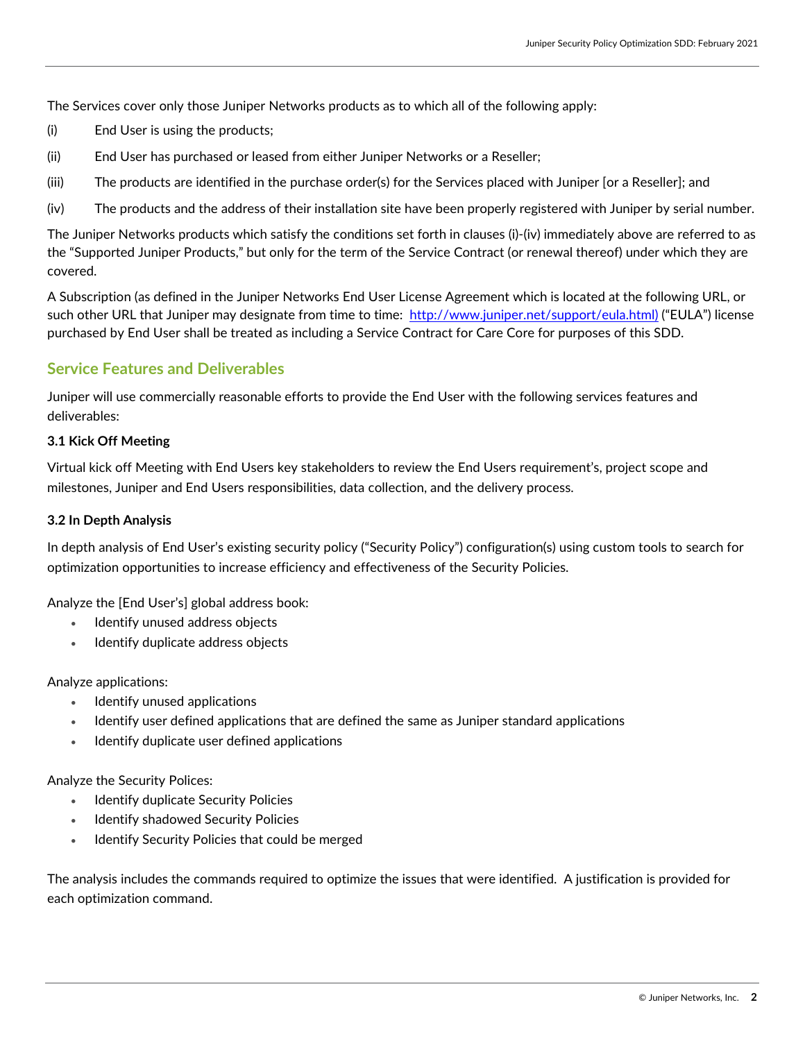The Services cover only those Juniper Networks products as to which all of the following apply:

(i) End User is using the products;

(ii) End User has purchased or leased from either Juniper Networks or a Reseller;

(iii) The products are identified in the purchase order(s) for the Services placed with Juniper [or a Reseller]; and

(iv) The products and the address of their installation site have been properly registered with Juniper by serial number.

The Juniper Networks products which satisfy the conditions set forth in clauses (i)-(iv) immediately above are referred to as the "Supported Juniper Products," but only for the term of the Service Contract (or renewal thereof) under which they are covered.

A Subscription (as defined in the Juniper Networks End User License Agreement which is located at the following URL, or such other URL that Juniper may designate from time to time: http://www.juniper.net/support/eula.html) ("EULA") license purchased by End User shall be treated as including a Service Contract for Care Core for purposes of this SDD.

## Service Features and Deliverables

Juniper will use commercially reasonable efforts to provide the End User with the following services features and deliverables:

**3.1 Kick Off Meeting**

Virtual kick off Meeting with End Users key stakeholders to review the End Users requirement's, project scope and milestones, Juniper and End Users responsibilities, data collection, and the delivery process.

**3.2 In Depth Analysis**

In depth analysis of End User's existing security policy ("Security Policy") configuration(s) using custom tools to search for optimization opportunities to increase efficiency and effectiveness of the Security Policies.

Analyze the [End User's] global address book:

- Identify unused address objects
- Identify duplicate address objects

Analyze applications:

- Identify unused applications
- Identify user defined applications that are defined the same as Juniper standard applications
- Identify duplicate user defined applications

Analyze the Security Polices:

- Identify duplicate Security Policies
- Identify shadowed Security Policies
- Identify Security Policies that could be merged

The analysis includes the commands required to optimize the issues that were identified. A justification is provided for each optimization command.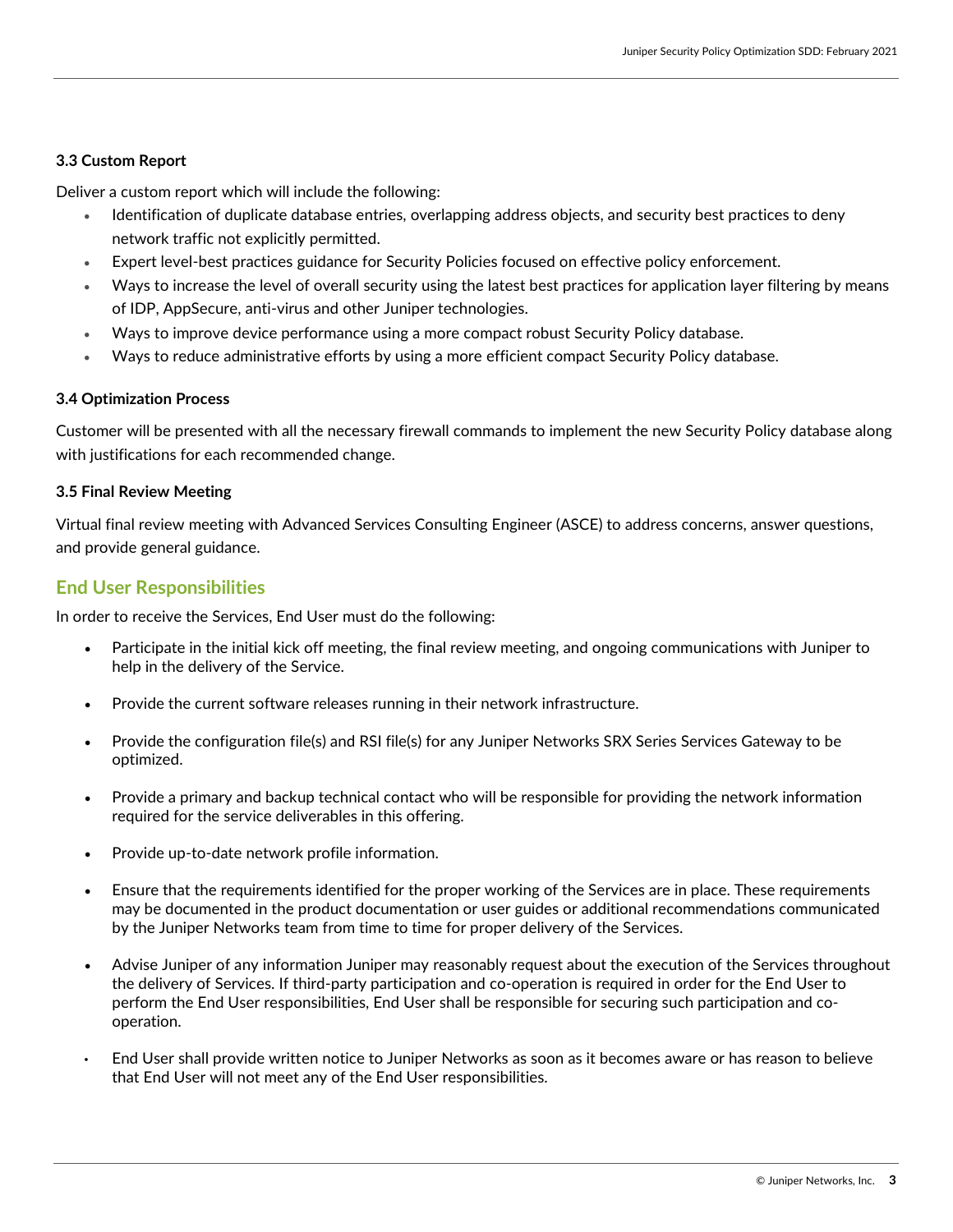### 3.3 Custom Report

Deliver a custom report which will include the following:

- Identification of duplicate database entries, overlapping address objects, and security best practices to deny network traffic not explicitly permitted.
- Expert level-best practices guidance for Security Policies focused on effective policy enforcement.
- Ways to increase the level of overall security using the latest best practices for application layer filtering by means of IDP, AppSecure, anti-virus and other Juniper technologies.
- Ways to improve device performance using a more compact robust Security Policy database.
- Ways to reduce administrative efforts by using a more efficient compact Security Policy database.

### 3.4 Optimization Process

Customer will be presented with all the necessary firewall commands to implement the new Security Policy database along with justifications for each recommended change.

### 3.5 Final Review Meeting

Virtual final review meeting with Advanced Services Consulting Engineer (ASCE) to address concerns, answer questions, and provide general guidance.

## End User Responsibilities

In order to receive the Services, End User must do the following:

- Participate in the initial kick off meeting, the final review meeting, and ongoing communications with Juniper to help in the delivery of the Service.
- Provide the current software releases running in their network infrastructure.
- Provide the configuration file(s) and RSI file(s) for any Juniper Networks SRX Series Services Gateway to be optimized.
- Provide a primary and backup technical contact who will be responsible for providing the network information required for the service deliverables in this offering.
- Provide up-to-date network profile information.
- Ensure that the requirements identified for the proper working of the Services are in place. These requirements may be documented in the product documentation or user guides or additional recommendations communicated by the Juniper Networks team from time to time for proper delivery of the Services.
- Advise Juniper of any information Juniper may reasonably request about the execution of the Services throughout the delivery of Services. If third-party participation and co-operation is required in order for the End User to perform the End User responsibilities, End User shall be responsible for securing such participation and co-operation.
- End User shall provide written notice to Juniper Networks as soon as it becomes aware or has reason to believe that End User will not meet any of the End User responsibilities.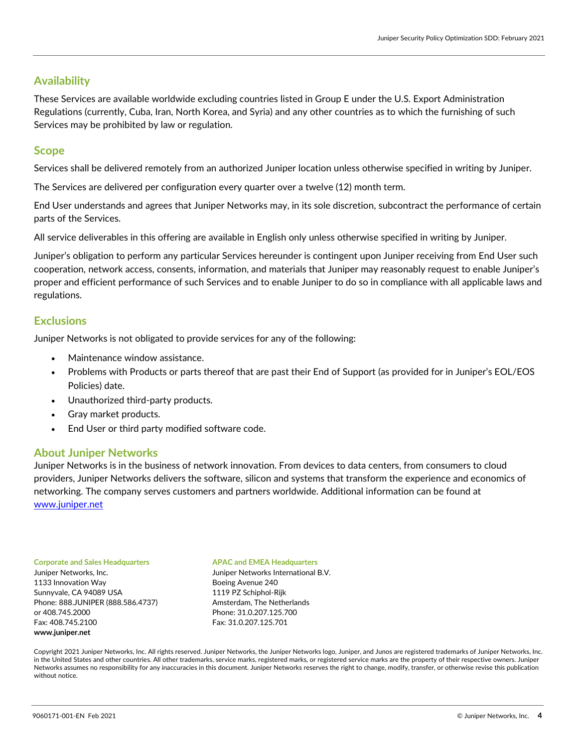## Availability

These Services are available worldwide excluding countries listed in Group E under the U.S. Export Administration Regulations (currently, Cuba, Iran, North Korea, and Syria) and any other countries as to which the furnishing of such Services may be prohibited by law or regulation.

## Scope

Services shall be delivered remotely from an authorized Juniper location unless otherwise specified in writing by Juniper.

The Services are delivered per configuration every quarter over a twelve (12) month term.

End User understands and agrees that Juniper Networks may, in its sole discretion, subcontract the performance of certain parts of the Services.

All service deliverables in this offering are available in English only unless otherwise specified in writing by Juniper.

Juniper's obligation to perform any particular Services hereunder is contingent upon Juniper receiving from End User such cooperation, network access, consents, information, and materials that Juniper may reasonably request to enable Juniper's proper and efficient performance of such Services and to enable Juniper to do so in compliance with all applicable laws and regulations.

## Exclusions

Juniper Networks is not obligated to provide services for any of the following:

- Maintenance window assistance.
- Problems with Products or parts thereof that are past their End of Support (as provided for in Juniper's EOL/EOS Policies) date.
- Unauthorized third-party products.
- Gray market products.
- End User or third party modified software code.

## About Juniper Networks

Juniper Networks is in the business of network innovation. From devices to data centers, from consumers to cloud providers, Juniper Networks delivers the software, silicon and systems that transform the experience and economics of networking. The company serves customers and partners worldwide. Additional information can be found at [www.juniper.net](http://www.juniper.net)

**Corporate and Sales Headquarters**
Juniper Networks, Inc.
1133 Innovation Way
Sunnyvale, CA 94089 USA
Phone: 888.JUNIPER (888.586.4737)
or 408.745.2000
Fax: 408.745.2100
**www.juniper.net**

**APAC and EMEA Headquarters**
Juniper Networks International B.V.
Boeing Avenue 240
1119 PZ Schiphol-Rijk
Amsterdam, The Netherlands
Phone: 31.0.207.125.700
Fax: 31.0.207.125.701

Copyright 2021 Juniper Networks, Inc. All rights reserved. Juniper Networks, the Juniper Networks logo, Juniper, and Junos are registered trademarks of Juniper Networks, Inc. in the United States and other countries. All other trademarks, service marks, registered marks, or registered service marks are the property of their respective owners. Juniper Networks assumes no responsibility for any inaccuracies in this document. Juniper Networks reserves the right to change, modify, transfer, or otherwise revise this publication without notice.

9060171-001-EN Feb 2021